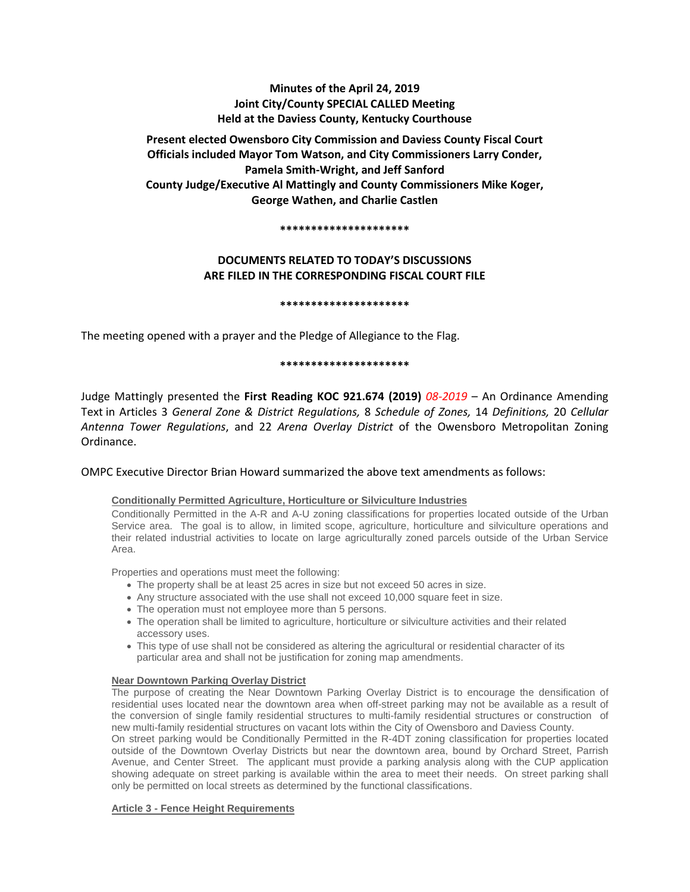**Minutes of the April 24, 2019**
**Joint City/County SPECIAL CALLED Meeting**
**Held at the Daviess County, Kentucky Courthouse**

**Present elected Owensboro City Commission and Daviess County Fiscal Court Officials included Mayor Tom Watson, and City Commissioners Larry Conder, Pamela Smith-Wright, and Jeff Sanford**
**County Judge/Executive Al Mattingly and County Commissioners Mike Koger, George Wathen, and Charlie Castlen**

*********************

**DOCUMENTS RELATED TO TODAY'S DISCUSSIONS ARE FILED IN THE CORRESPONDING FISCAL COURT FILE**

*********************

The meeting opened with a prayer and the Pledge of Allegiance to the Flag.

*********************

Judge Mattingly presented the **First Reading KOC 921.674 (2019)** *08-2019* – An Ordinance Amending Text in Articles 3 *General Zone & District Regulations,* 8 *Schedule of Zones,* 14 *Definitions,* 20 *Cellular Antenna Tower Regulations*, and 22 *Arena Overlay District* of the Owensboro Metropolitan Zoning Ordinance.

OMPC Executive Director Brian Howard summarized the above text amendments as follows:

**Conditionally Permitted Agriculture, Horticulture or Silviculture Industries**

Conditionally Permitted in the A-R and A-U zoning classifications for properties located outside of the Urban Service area. The goal is to allow, in limited scope, agriculture, horticulture and silviculture operations and their related industrial activities to locate on large agriculturally zoned parcels outside of the Urban Service Area.

Properties and operations must meet the following:

- The property shall be at least 25 acres in size but not exceed 50 acres in size.
- Any structure associated with the use shall not exceed 10,000 square feet in size.
- The operation must not employee more than 5 persons.
- The operation shall be limited to agriculture, horticulture or silviculture activities and their related accessory uses.
- This type of use shall not be considered as altering the agricultural or residential character of its particular area and shall not be justification for zoning map amendments.

**Near Downtown Parking Overlay District**

The purpose of creating the Near Downtown Parking Overlay District is to encourage the densification of residential uses located near the downtown area when off-street parking may not be available as a result of the conversion of single family residential structures to multi-family residential structures or construction of new multi-family residential structures on vacant lots within the City of Owensboro and Daviess County.
On street parking would be Conditionally Permitted in the R-4DT zoning classification for properties located outside of the Downtown Overlay Districts but near the downtown area, bound by Orchard Street, Parrish Avenue, and Center Street. The applicant must provide a parking analysis along with the CUP application showing adequate on street parking is available within the area to meet their needs. On street parking shall only be permitted on local streets as determined by the functional classifications.

**Article 3 - Fence Height Requirements**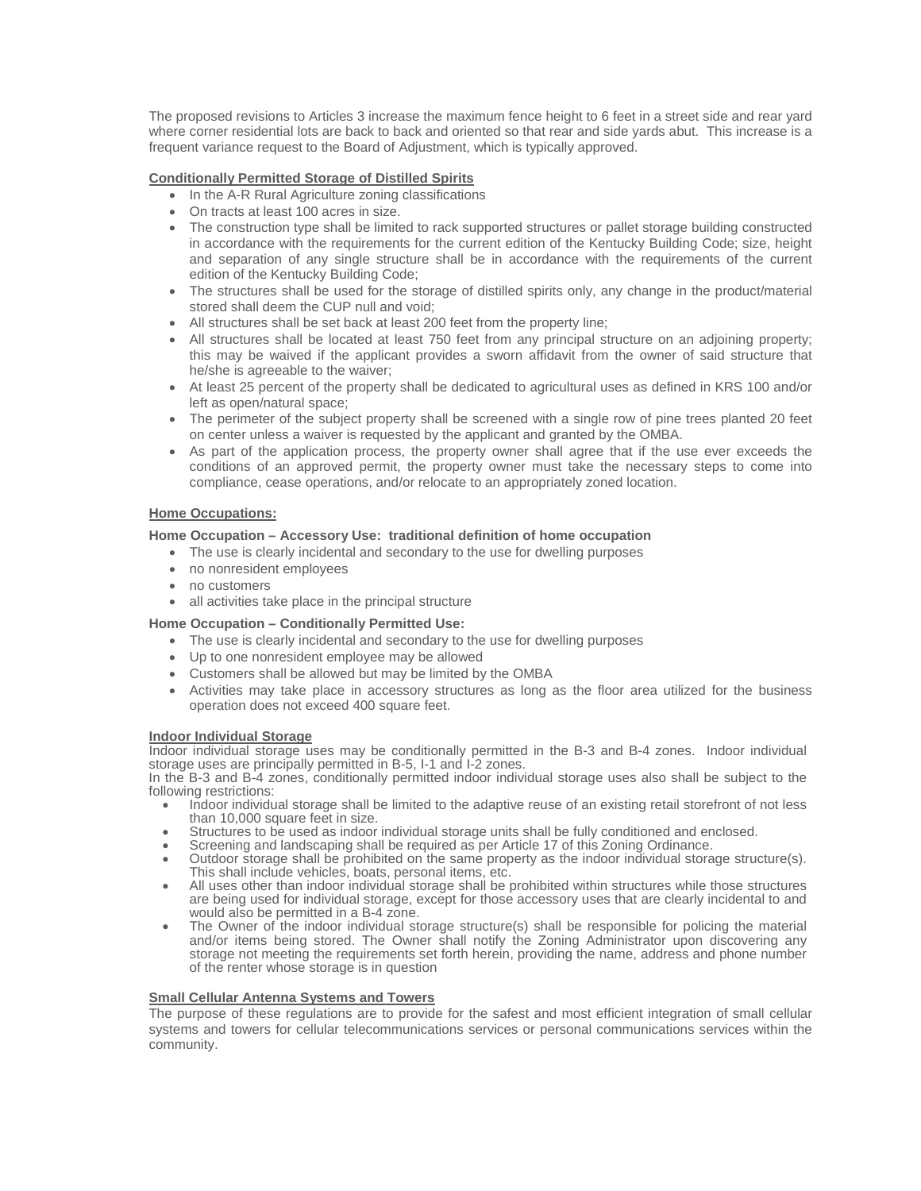The proposed revisions to Articles 3 increase the maximum fence height to 6 feet in a street side and rear yard where corner residential lots are back to back and oriented so that rear and side yards abut. This increase is a frequent variance request to the Board of Adjustment, which is typically approved.

**Conditionally Permitted Storage of Distilled Spirits**

- In the A-R Rural Agriculture zoning classifications
- On tracts at least 100 acres in size.
- The construction type shall be limited to rack supported structures or pallet storage building constructed in accordance with the requirements for the current edition of the Kentucky Building Code; size, height and separation of any single structure shall be in accordance with the requirements of the current edition of the Kentucky Building Code;
- The structures shall be used for the storage of distilled spirits only, any change in the product/material stored shall deem the CUP null and void;
- All structures shall be set back at least 200 feet from the property line;
- All structures shall be located at least 750 feet from any principal structure on an adjoining property; this may be waived if the applicant provides a sworn affidavit from the owner of said structure that he/she is agreeable to the waiver;
- At least 25 percent of the property shall be dedicated to agricultural uses as defined in KRS 100 and/or left as open/natural space;
- The perimeter of the subject property shall be screened with a single row of pine trees planted 20 feet on center unless a waiver is requested by the applicant and granted by the OMBA.
- As part of the application process, the property owner shall agree that if the use ever exceeds the conditions of an approved permit, the property owner must take the necessary steps to come into compliance, cease operations, and/or relocate to an appropriately zoned location.

**Home Occupations:**

**Home Occupation – Accessory Use: traditional definition of home occupation**

- The use is clearly incidental and secondary to the use for dwelling purposes
- no nonresident employees
- no customers
- all activities take place in the principal structure

**Home Occupation – Conditionally Permitted Use:**

- The use is clearly incidental and secondary to the use for dwelling purposes
- Up to one nonresident employee may be allowed
- Customers shall be allowed but may be limited by the OMBA
- Activities may take place in accessory structures as long as the floor area utilized for the business operation does not exceed 400 square feet.

**Indoor Individual Storage**

Indoor individual storage uses may be conditionally permitted in the B-3 and B-4 zones. Indoor individual storage uses are principally permitted in B-5, I-1 and I-2 zones.

In the B-3 and B-4 zones, conditionally permitted indoor individual storage uses also shall be subject to the following restrictions:

- Indoor individual storage shall be limited to the adaptive reuse of an existing retail storefront of not less than 10,000 square feet in size.
- Structures to be used as indoor individual storage units shall be fully conditioned and enclosed.
- Screening and landscaping shall be required as per Article 17 of this Zoning Ordinance.
- Outdoor storage shall be prohibited on the same property as the indoor individual storage structure(s). This shall include vehicles, boats, personal items, etc.
- All uses other than indoor individual storage shall be prohibited within structures while those structures are being used for individual storage, except for those accessory uses that are clearly incidental to and would also be permitted in a B-4 zone.
- The Owner of the indoor individual storage structure(s) shall be responsible for policing the material and/or items being stored. The Owner shall notify the Zoning Administrator upon discovering any storage not meeting the requirements set forth herein, providing the name, address and phone number of the renter whose storage is in question

**Small Cellular Antenna Systems and Towers**

The purpose of these regulations are to provide for the safest and most efficient integration of small cellular systems and towers for cellular telecommunications services or personal communications services within the community.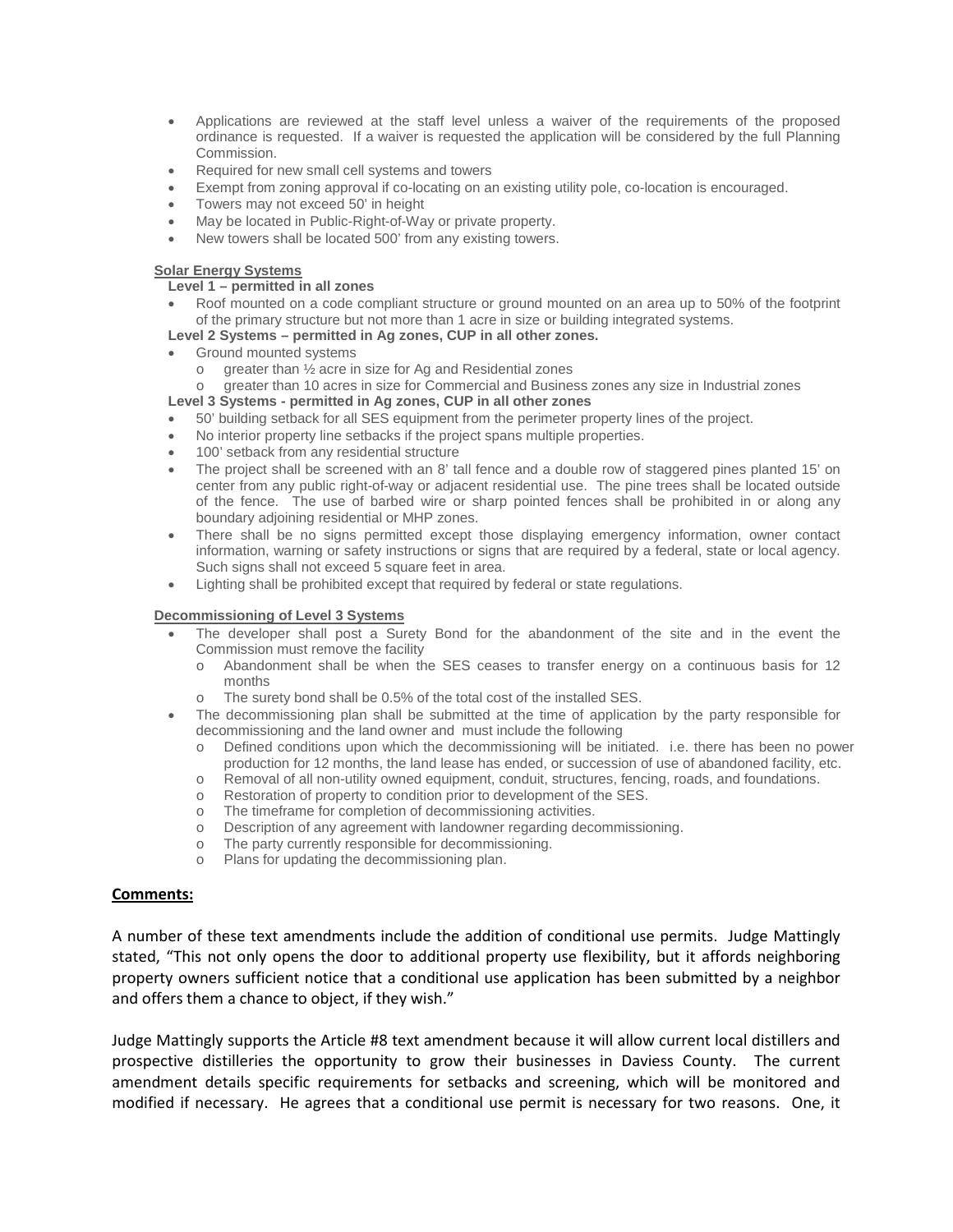- Applications are reviewed at the staff level unless a waiver of the requirements of the proposed ordinance is requested. If a waiver is requested the application will be considered by the full Planning Commission.
- Required for new small cell systems and towers
- Exempt from zoning approval if co-locating on an existing utility pole, co-location is encouraged.
- Towers may not exceed 50' in height
- May be located in Public-Right-of-Way or private property.
- New towers shall be located 500' from any existing towers.

**Solar Energy Systems**

**Level 1 – permitted in all zones**

- Roof mounted on a code compliant structure or ground mounted on an area up to 50% of the footprint of the primary structure but not more than 1 acre in size or building integrated systems.

**Level 2 Systems – permitted in Ag zones, CUP in all other zones.**

- Ground mounted systems
  - greater than ½ acre in size for Ag and Residential zones
  - greater than 10 acres in size for Commercial and Business zones any size in Industrial zones

**Level 3 Systems - permitted in Ag zones, CUP in all other zones**

- 50' building setback for all SES equipment from the perimeter property lines of the project.
- No interior property line setbacks if the project spans multiple properties.
- 100' setback from any residential structure
- The project shall be screened with an 8' tall fence and a double row of staggered pines planted 15' on center from any public right-of-way or adjacent residential use. The pine trees shall be located outside of the fence. The use of barbed wire or sharp pointed fences shall be prohibited in or along any boundary adjoining residential or MHP zones.
- There shall be no signs permitted except those displaying emergency information, owner contact information, warning or safety instructions or signs that are required by a federal, state or local agency. Such signs shall not exceed 5 square feet in area.
- Lighting shall be prohibited except that required by federal or state regulations.

**Decommissioning of Level 3 Systems**

- The developer shall post a Surety Bond for the abandonment of the site and in the event the Commission must remove the facility
  - Abandonment shall be when the SES ceases to transfer energy on a continuous basis for 12 months
  - The surety bond shall be 0.5% of the total cost of the installed SES.
- The decommissioning plan shall be submitted at the time of application by the party responsible for decommissioning and the land owner and must include the following
  - Defined conditions upon which the decommissioning will be initiated. i.e. there has been no power production for 12 months, the land lease has ended, or succession of use of abandoned facility, etc.
  - Removal of all non-utility owned equipment, conduit, structures, fencing, roads, and foundations.
  - Restoration of property to condition prior to development of the SES.
  - The timeframe for completion of decommissioning activities.
  - Description of any agreement with landowner regarding decommissioning.
  - The party currently responsible for decommissioning.
  - Plans for updating the decommissioning plan.

**Comments:**

A number of these text amendments include the addition of conditional use permits. Judge Mattingly stated, "This not only opens the door to additional property use flexibility, but it affords neighboring property owners sufficient notice that a conditional use application has been submitted by a neighbor and offers them a chance to object, if they wish."

Judge Mattingly supports the Article #8 text amendment because it will allow current local distillers and prospective distilleries the opportunity to grow their businesses in Daviess County. The current amendment details specific requirements for setbacks and screening, which will be monitored and modified if necessary. He agrees that a conditional use permit is necessary for two reasons. One, it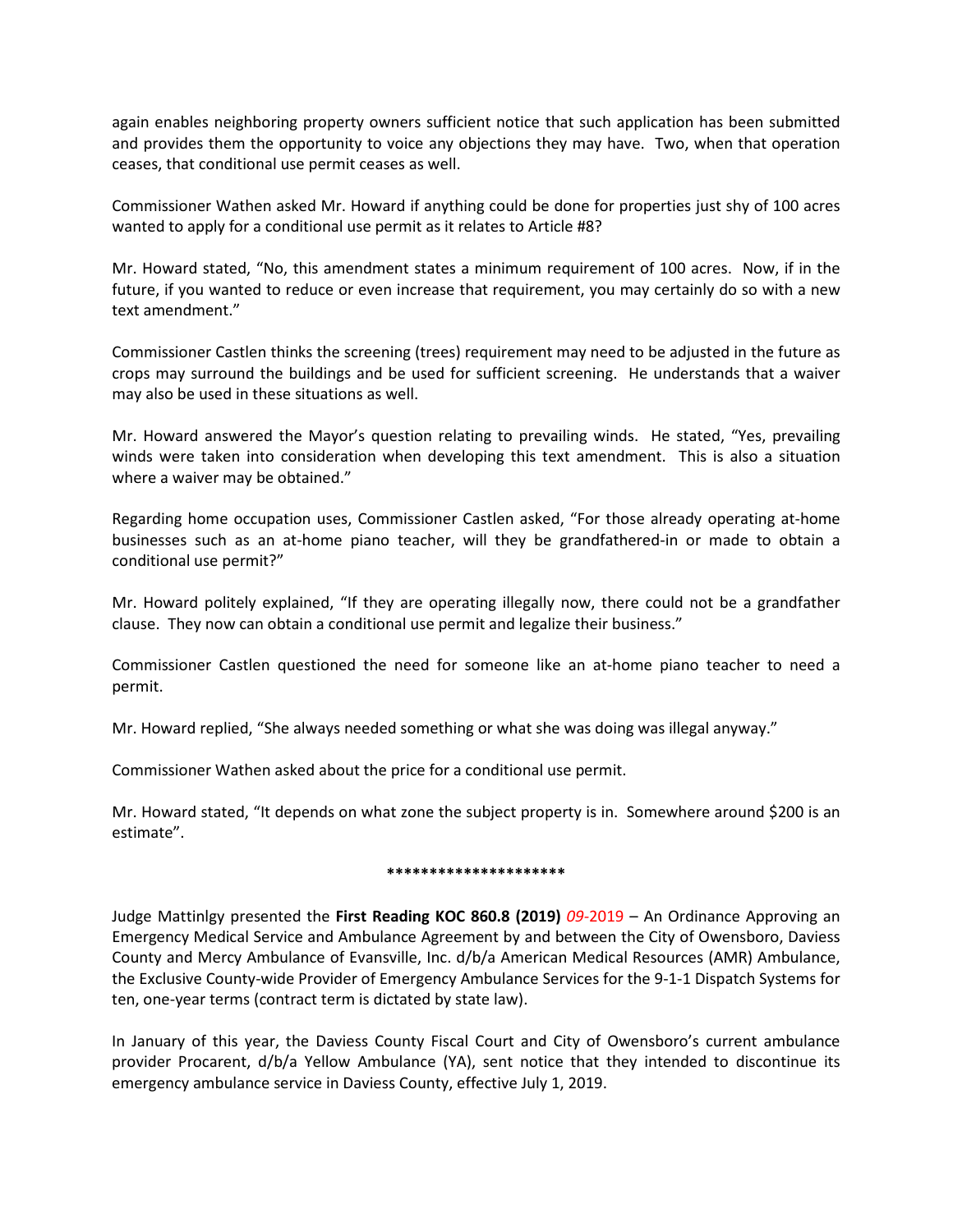again enables neighboring property owners sufficient notice that such application has been submitted and provides them the opportunity to voice any objections they may have. Two, when that operation ceases, that conditional use permit ceases as well.

Commissioner Wathen asked Mr. Howard if anything could be done for properties just shy of 100 acres wanted to apply for a conditional use permit as it relates to Article #8?

Mr. Howard stated, "No, this amendment states a minimum requirement of 100 acres. Now, if in the future, if you wanted to reduce or even increase that requirement, you may certainly do so with a new text amendment."

Commissioner Castlen thinks the screening (trees) requirement may need to be adjusted in the future as crops may surround the buildings and be used for sufficient screening. He understands that a waiver may also be used in these situations as well.

Mr. Howard answered the Mayor's question relating to prevailing winds. He stated, "Yes, prevailing winds were taken into consideration when developing this text amendment. This is also a situation where a waiver may be obtained."

Regarding home occupation uses, Commissioner Castlen asked, "For those already operating at-home businesses such as an at-home piano teacher, will they be grandfathered-in or made to obtain a conditional use permit?"

Mr. Howard politely explained, "If they are operating illegally now, there could not be a grandfather clause. They now can obtain a conditional use permit and legalize their business."

Commissioner Castlen questioned the need for someone like an at-home piano teacher to need a permit.

Mr. Howard replied, "She always needed something or what she was doing was illegal anyway."

Commissioner Wathen asked about the price for a conditional use permit.

Mr. Howard stated, "It depends on what zone the subject property is in. Somewhere around $200 is an estimate".

*********************

Judge Mattinlgy presented the **First Reading KOC 860.8 (2019)** *09*-2019 – An Ordinance Approving an Emergency Medical Service and Ambulance Agreement by and between the City of Owensboro, Daviess County and Mercy Ambulance of Evansville, Inc. d/b/a American Medical Resources (AMR) Ambulance, the Exclusive County-wide Provider of Emergency Ambulance Services for the 9-1-1 Dispatch Systems for ten, one-year terms (contract term is dictated by state law).

In January of this year, the Daviess County Fiscal Court and City of Owensboro's current ambulance provider Procarent, d/b/a Yellow Ambulance (YA), sent notice that they intended to discontinue its emergency ambulance service in Daviess County, effective July 1, 2019.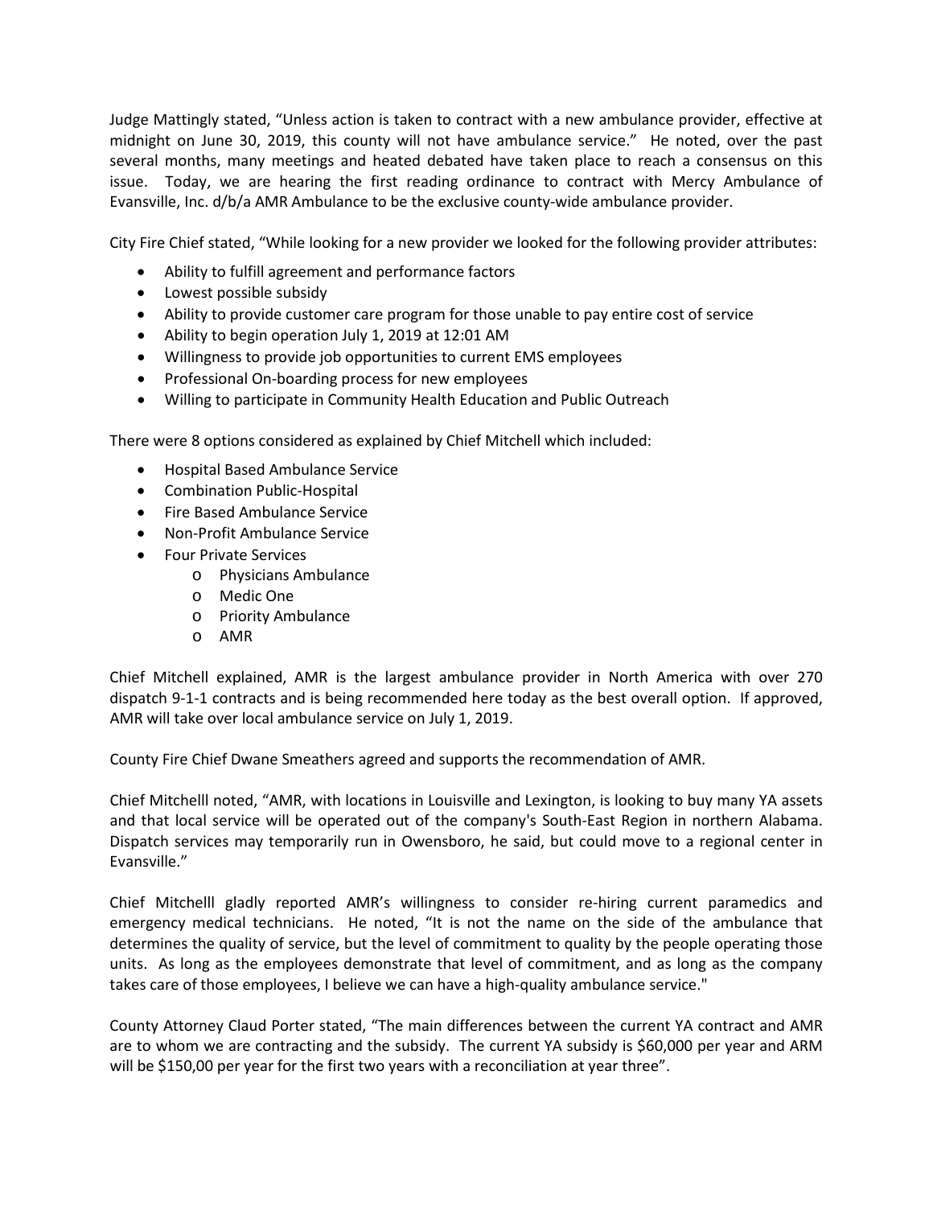Judge Mattingly stated, "Unless action is taken to contract with a new ambulance provider, effective at midnight on June 30, 2019, this county will not have ambulance service." He noted, over the past several months, many meetings and heated debated have taken place to reach a consensus on this issue. Today, we are hearing the first reading ordinance to contract with Mercy Ambulance of Evansville, Inc. d/b/a AMR Ambulance to be the exclusive county-wide ambulance provider.

City Fire Chief stated, "While looking for a new provider we looked for the following provider attributes:

- Ability to fulfill agreement and performance factors
- Lowest possible subsidy
- Ability to provide customer care program for those unable to pay entire cost of service
- Ability to begin operation July 1, 2019 at 12:01 AM
- Willingness to provide job opportunities to current EMS employees
- Professional On-boarding process for new employees
- Willing to participate in Community Health Education and Public Outreach

There were 8 options considered as explained by Chief Mitchell which included:

- Hospital Based Ambulance Service
- Combination Public-Hospital
- Fire Based Ambulance Service
- Non-Profit Ambulance Service
- Four Private Services
  - Physicians Ambulance
  - Medic One
  - Priority Ambulance
  - AMR

Chief Mitchell explained, AMR is the largest ambulance provider in North America with over 270 dispatch 9-1-1 contracts and is being recommended here today as the best overall option. If approved, AMR will take over local ambulance service on July 1, 2019.

County Fire Chief Dwane Smeathers agreed and supports the recommendation of AMR.

Chief Mitchelll noted, "AMR, with locations in Louisville and Lexington, is looking to buy many YA assets and that local service will be operated out of the company's South-East Region in northern Alabama. Dispatch services may temporarily run in Owensboro, he said, but could move to a regional center in Evansville."

Chief Mitchelll gladly reported AMR's willingness to consider re-hiring current paramedics and emergency medical technicians. He noted, "It is not the name on the side of the ambulance that determines the quality of service, but the level of commitment to quality by the people operating those units. As long as the employees demonstrate that level of commitment, and as long as the company takes care of those employees, I believe we can have a high-quality ambulance service."

County Attorney Claud Porter stated, "The main differences between the current YA contract and AMR are to whom we are contracting and the subsidy. The current YA subsidy is $60,000 per year and ARM will be $150,00 per year for the first two years with a reconciliation at year three".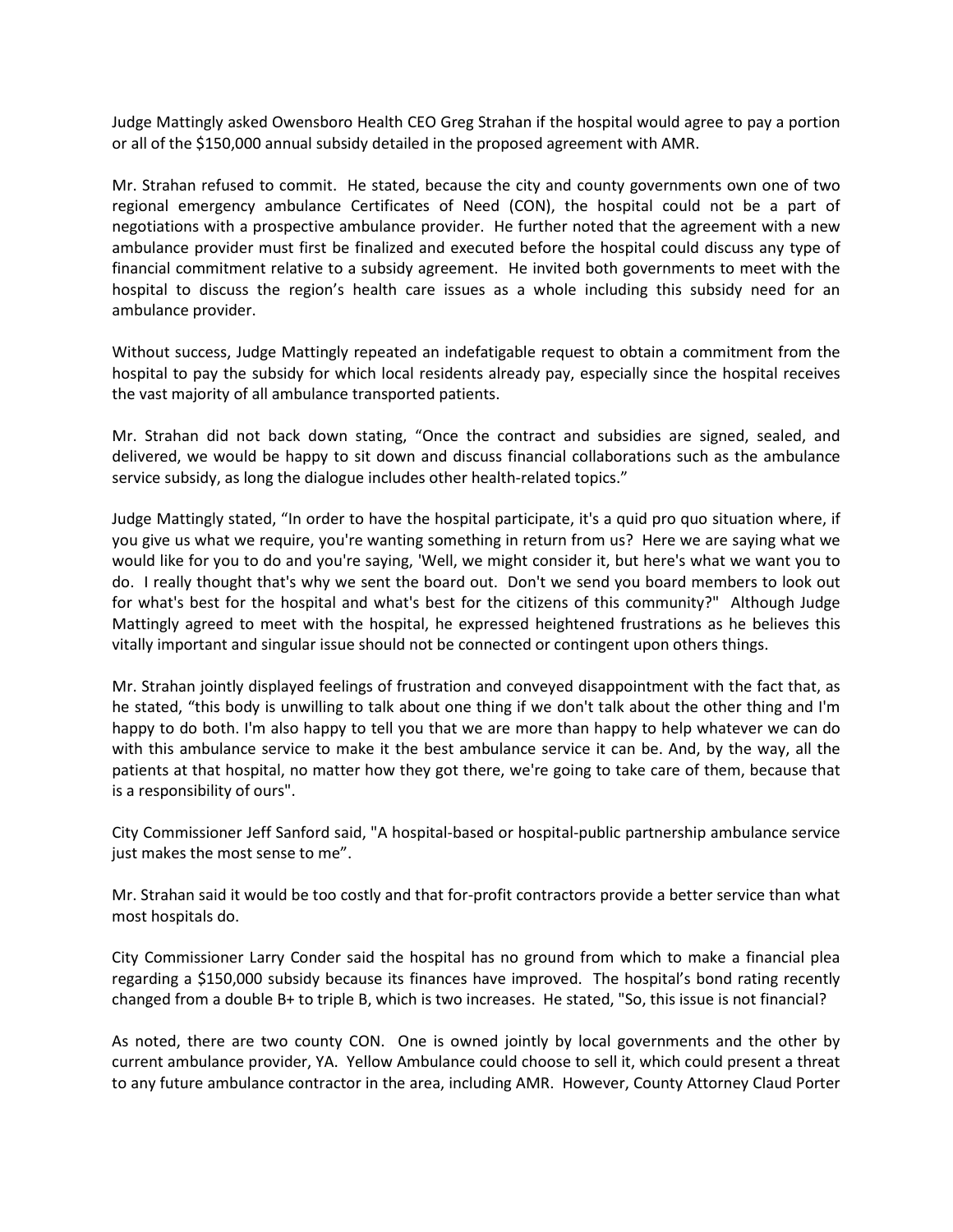Judge Mattingly asked Owensboro Health CEO Greg Strahan if the hospital would agree to pay a portion or all of the $150,000 annual subsidy detailed in the proposed agreement with AMR.

Mr. Strahan refused to commit. He stated, because the city and county governments own one of two regional emergency ambulance Certificates of Need (CON), the hospital could not be a part of negotiations with a prospective ambulance provider. He further noted that the agreement with a new ambulance provider must first be finalized and executed before the hospital could discuss any type of financial commitment relative to a subsidy agreement. He invited both governments to meet with the hospital to discuss the region's health care issues as a whole including this subsidy need for an ambulance provider.

Without success, Judge Mattingly repeated an indefatigable request to obtain a commitment from the hospital to pay the subsidy for which local residents already pay, especially since the hospital receives the vast majority of all ambulance transported patients.

Mr. Strahan did not back down stating, "Once the contract and subsidies are signed, sealed, and delivered, we would be happy to sit down and discuss financial collaborations such as the ambulance service subsidy, as long the dialogue includes other health-related topics."

Judge Mattingly stated, "In order to have the hospital participate, it's a quid pro quo situation where, if you give us what we require, you're wanting something in return from us? Here we are saying what we would like for you to do and you're saying, 'Well, we might consider it, but here's what we want you to do. I really thought that's why we sent the board out. Don't we send you board members to look out for what's best for the hospital and what's best for the citizens of this community?" Although Judge Mattingly agreed to meet with the hospital, he expressed heightened frustrations as he believes this vitally important and singular issue should not be connected or contingent upon others things.

Mr. Strahan jointly displayed feelings of frustration and conveyed disappointment with the fact that, as he stated, "this body is unwilling to talk about one thing if we don't talk about the other thing and I'm happy to do both. I'm also happy to tell you that we are more than happy to help whatever we can do with this ambulance service to make it the best ambulance service it can be. And, by the way, all the patients at that hospital, no matter how they got there, we're going to take care of them, because that is a responsibility of ours".

City Commissioner Jeff Sanford said, "A hospital-based or hospital-public partnership ambulance service just makes the most sense to me".

Mr. Strahan said it would be too costly and that for-profit contractors provide a better service than what most hospitals do.

City Commissioner Larry Conder said the hospital has no ground from which to make a financial plea regarding a $150,000 subsidy because its finances have improved. The hospital's bond rating recently changed from a double B+ to triple B, which is two increases. He stated, "So, this issue is not financial?

As noted, there are two county CON. One is owned jointly by local governments and the other by current ambulance provider, YA. Yellow Ambulance could choose to sell it, which could present a threat to any future ambulance contractor in the area, including AMR. However, County Attorney Claud Porter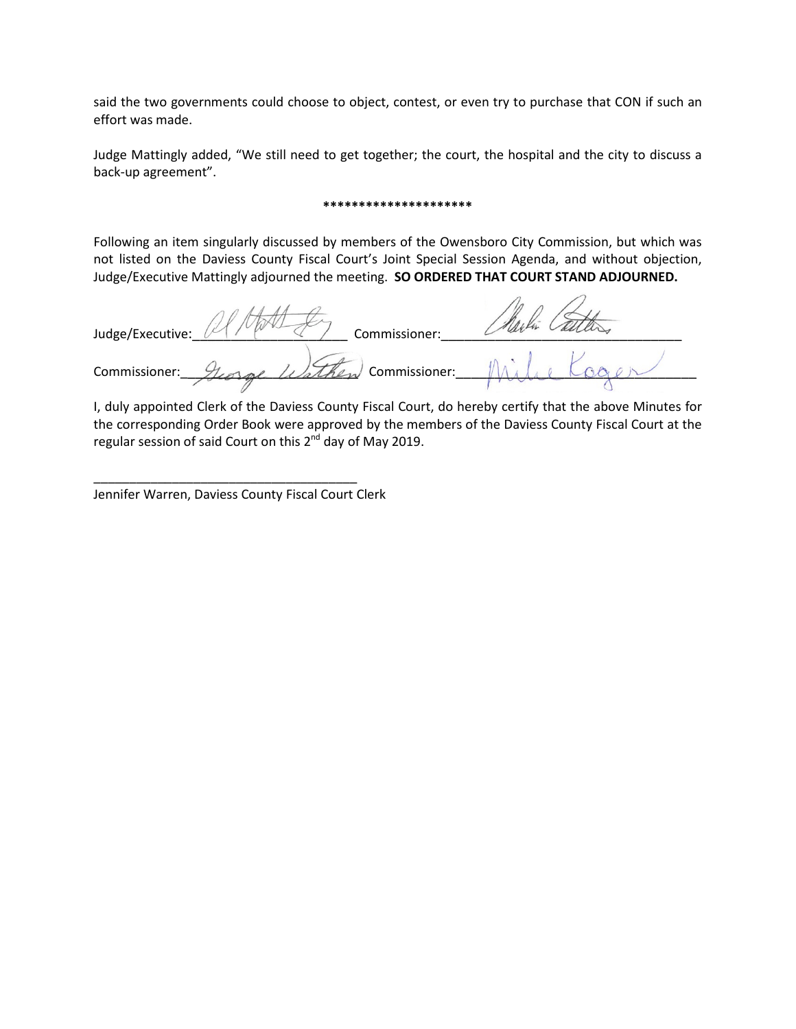said the two governments could choose to object, contest, or even try to purchase that CON if such an effort was made.

Judge Mattingly added, "We still need to get together; the court, the hospital and the city to discuss a back-up agreement".

*********************

Following an item singularly discussed by members of the Owensboro City Commission, but which was not listed on the Daviess County Fiscal Court's Joint Special Session Agenda, and without objection, Judge/Executive Mattingly adjourned the meeting. **SO ORDERED THAT COURT STAND ADJOURNED.**

Judge/Executive:\_\_\_\_\_\_\_\_\_\_\_\_\_\_\_\_\_\_\_\_ Commissioner:\_\_\_\_\_\_\_\_\_\_\_\_\_\_\_\_\_\_\_\_\_\_\_\_\_\_\_\_\_\_\_\_\_

Commissioner:\_\_\_\_\_\_\_\_\_\_\_\_\_\_\_\_\_\_\_\_ Commissioner:\_\_\_\_\_\_\_\_\_\_\_\_\_\_\_\_\_\_\_\_\_\_\_\_\_\_\_\_\_\_\_\_\_

I, duly appointed Clerk of the Daviess County Fiscal Court, do hereby certify that the above Minutes for the corresponding Order Book were approved by the members of the Daviess County Fiscal Court at the regular session of said Court on this 2nd day of May 2019.

\_\_\_\_\_\_\_\_\_\_\_\_\_\_\_\_\_\_\_\_\_\_\_\_\_\_\_\_\_\_\_\_\_\_\_\_\_

Jennifer Warren, Daviess County Fiscal Court Clerk